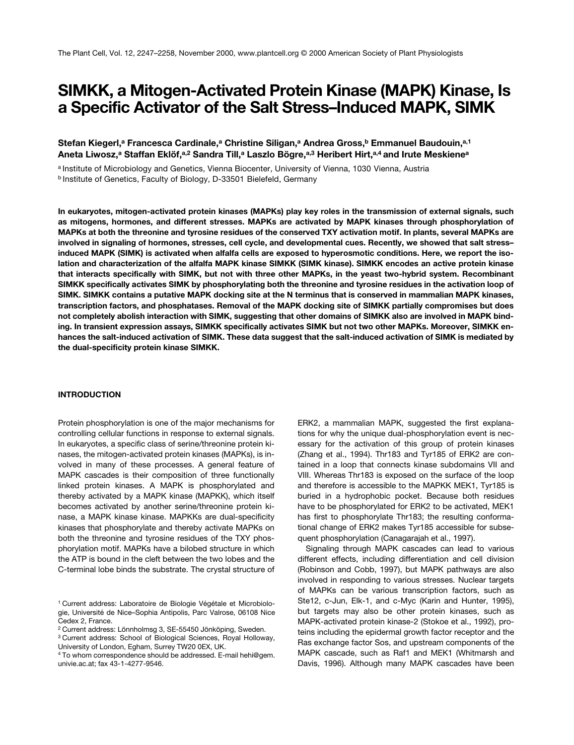# SIMKK, a Mitogen-Activated Protein Kinase (MAPK) Kinase, Is a Specific Activator of the Salt Stress–Induced MAPK, SIMK

**Stefan Kiegerl,[a] Francesca Cardinale,[a] Christine Siligan,[a] Andrea Gross,[b] Emmanuel Baudouin,[a,1] Aneta Liwosz,[a] Staffan Eklöf,[a,2] Sandra Till,[a] Laszlo Bögre,[a,3] Heribert Hirt,[a,4] and Irute Meskiene[a]**

[a] Institute of Microbiology and Genetics, Vienna Biocenter, University of Vienna, 1030 Vienna, Austria
[b] Institute of Genetics, Faculty of Biology, D-33501 Bielefeld, Germany

**In eukaryotes, mitogen-activated protein kinases (MAPKs) play key roles in the transmission of external signals, such as mitogens, hormones, and different stresses. MAPKs are activated by MAPK kinases through phosphorylation of MAPKs at both the threonine and tyrosine residues of the conserved TXY activation motif. In plants, several MAPKs are involved in signaling of hormones, stresses, cell cycle, and developmental cues. Recently, we showed that salt stress–induced MAPK (SIMK) is activated when alfalfa cells are exposed to hyperosmotic conditions. Here, we report the isolation and characterization of the alfalfa MAPK kinase SIMKK (SIMK kinase). SIMKK encodes an active protein kinase that interacts specifically with SIMK, but not with three other MAPKs, in the yeast two-hybrid system. Recombinant SIMKK specifically activates SIMK by phosphorylating both the threonine and tyrosine residues in the activation loop of SIMK. SIMKK contains a putative MAPK docking site at the N terminus that is conserved in mammalian MAPK kinases, transcription factors, and phosphatases. Removal of the MAPK docking site of SIMKK partially compromises but does not completely abolish interaction with SIMK, suggesting that other domains of SIMKK also are involved in MAPK binding. In transient expression assays, SIMKK specifically activates SIMK but not two other MAPKs. Moreover, SIMKK enhances the salt-induced activation of SIMK. These data suggest that the salt-induced activation of SIMK is mediated by the dual-specificity protein kinase SIMKK.**

## INTRODUCTION

Protein phosphorylation is one of the major mechanisms for controlling cellular functions in response to external signals. In eukaryotes, a specific class of serine/threonine protein kinases, the mitogen-activated protein kinases (MAPKs), is involved in many of these processes. A general feature of MAPK cascades is their composition of three functionally linked protein kinases. A MAPK is phosphorylated and thereby activated by a MAPK kinase (MAPKK), which itself becomes activated by another serine/threonine protein kinase, a MAPK kinase kinase. MAPKKs are dual-specificity kinases that phosphorylate and thereby activate MAPKs on both the threonine and tyrosine residues of the TXY phosphorylation motif. MAPKs have a bilobed structure in which the ATP is bound in the cleft between the two lobes and the C-terminal lobe binds the substrate. The crystal structure of ERK2, a mammalian MAPK, suggested the first explanations for why the unique dual-phosphorylation event is necessary for the activation of this group of protein kinases (Zhang et al., 1994). Thr183 and Tyr185 of ERK2 are contained in a loop that connects kinase subdomains VII and VIII. Whereas Thr183 is exposed on the surface of the loop and therefore is accessible to the MAPKK MEK1, Tyr185 is buried in a hydrophobic pocket. Because both residues have to be phosphorylated for ERK2 to be activated, MEK1 has first to phosphorylate Thr183; the resulting conformational change of ERK2 makes Tyr185 accessible for subsequent phosphorylation (Canagarajah et al., 1997).

Signaling through MAPK cascades can lead to various different effects, including differentiation and cell division (Robinson and Cobb, 1997), but MAPK pathways are also involved in responding to various stresses. Nuclear targets of MAPKs can be various transcription factors, such as Ste12, c-Jun, Elk-1, and c-Myc (Karin and Hunter, 1995), but targets may also be other protein kinases, such as MAPK-activated protein kinase-2 (Stokoe et al., 1992), proteins including the epidermal growth factor receptor and the Ras exchange factor Sos, and upstream components of the MAPK cascade, such as Raf1 and MEK1 (Whitmarsh and Davis, 1996). Although many MAPK cascades have been

[1] Current address: Laboratoire de Biologie Végétale et Microbiologie, Université de Nice–Sophia Antipolis, Parc Valrose, 06108 Nice Cedex 2, France.
[2] Current address: Lönnholmsg 3, SE-55450 Jönköping, Sweden.
[3] Current address: School of Biological Sciences, Royal Holloway, University of London, Egham, Surrey TW20 0EX, UK.
[4] To whom correspondence should be addressed. E-mail hehi@gem.univie.ac.at; fax 43-1-4277-9546.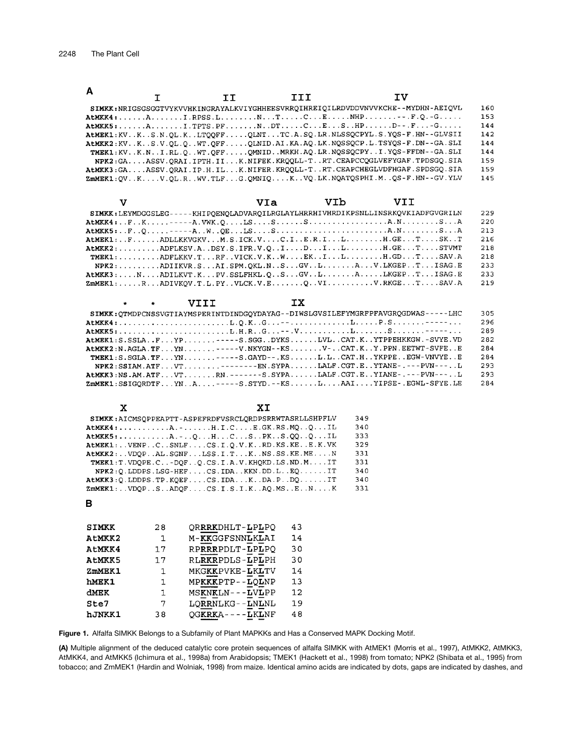**A**

```
                   I              II              III                      IV
  SIMKK:NRIGSGSGGTVYKVVHKINGRAYALKVIYGHHEESVRRQIHREIQILRDVDDVNVVKCHE--MYDHN-AEIQVL   160
 AtMKK4:......A.......I.RPSS.L........N...T.....C...E.....NHP.......--.F.Q.-G.....   153
 AtMKK5:......A.......I.TPTS.PF.......N..DT.....C...E...S..HP......D--.F...-G.....   144
 AtMEK1:KV..K..S.N.QL.K..LTQQFF.....QLNT...TC.A.SQ.LR.NLSSQCPYL.S.YQS-F.HN--GLVSII   142
 AtMKK2:KV..K..S.V.QL.Q..WT.QFF.....QLNID.AI.KA.AQ.LK.NQSSQCP.L.TSYQS-F.DN--GA.SLI   144
  TMEK1:KV..K.N..I.RL.Q..WT.QFF.....QMNID..MRKH.AQ.LR.NQSSQCPY..I.YQS-FFDN--GA.SLI   144
   NPK2:GA....ASSV.QRAI.IPTH.II...K.NIFEK.KRQQLL-T..RT.CEAPCCQGLVEFYGAF.TPDSGQ.SIA   159
 AtMKK3:GA....ASSV.QRAI.IP.H.IL...K.NIFER.KRQQLL-T..RT.CEAPCHEGLVDFHGAF.SPDSGQ.SIA   159
 ZmMEK1:QV..K....V.QL.R..WV.TLF...G.QMNIQ....K..VQ.LK.NQATQSPHI.M..QS-F.HN--GV.YLV   145

      V                                    VIa          VIb              VII
  SIMKK:LEYMDGGSLEG-----KHIPQENQLADVARQILRGLAYLHRRHIVHRDIKPSNLLINSRKQVKIADFGVGRILN   229
 AtMKK4:..F..K..........-----A.VWK.Q....LS....S......S.................A.N........S...A   220
 AtMKK5:..F..Q..........-----A..W..QE...LS....S........................A.N........S...A   213
 AtMEK1:..F......ADLLKKVGKV...M.S.ICK.V....C.I..E.R.I...L........H.GE...T....SK..T   216
 AtMKK2:.........ADFLKSV.A..DSY.S.IFR.V.Q..I....D...I...L........H.GE...T....STVMT   218
  TMEK1:.........ADFLKKV.T...RF..VICK.V.K..W....EK..I...L........H.GD...T....SAV.A   218
   NPK2:.........ADIIKVR.S...AI.SPM.QKL.N..S...GV..L.......A...V.LKGEP..T...ISAG.E   233
 AtMKK3:....N....ADILKVT.K...PV.SSLFHKL.Q..S...GV..L.......A.....LKGEP..T...ISAG.E   233
 ZmMEK1:.....R...ADIVKQV.T.L.PY..VLCK.V.E.......Q..VI..........V.RKGE...T....SAV.A   219

     *     *       VIII                      IX
  SIMKK:QTMDPCNSSVGTIAYMSPERINTDINDGQYDAYAG--DIWSLGVSILEFYMGRFPFAVGRQGDWAS-----LHC   305
 AtMKK4:.........................L.Q.K..G...--.............L.....P.S.......-----...   296
 AtMKK5:.........................L.H.R..G...--.V...........L.......S.......-----...   289
 AtMEK1:S.SSLA..F...YP.......-----S.SGG..DYKS......LVL..CAT.K..YTPPEHKKGW.-SVYE.VD   282
 AtMKK2:N.AGLA.TF...YN.......-----V.NKYGN--KS.......V-..CAT.K..Y.PPN.EETWT-SVFE..E   284
  TMEK1:S.SGLA.TF...YN.......-----S.GAYD--.KS......L.L..CAT.H..YKPPE..EGW-VNVYE..E   284
   NPK2:SSIAM.ATF...VT.......--------EN.SYPA......LALF.CGT.E..YTANE-.---PVN---..L   293
 AtMKK3:NS.AM.ATF...VT.......RN.-------S.SYPA......LALF.CGT.E..YIANE-.---PVN---..L   293
 ZmMEK1:SSIGQRDTF...YN..A....-----S.STYD.--KS......L....AAI....YIPSE-.EGWL-SFYE.LE   284

      X                          XI
  SIMKK:AICMSQPPEAPTT-ASPEFRDFVSRCLQRDPSRRWTASRLLSHPFLV   349
 AtMKK4:..........A.-......H.I.C....E.GK.RS.MQ..Q...IL   340
 AtMKK5:..........A.-..Q...H...C...S..PK..S.QQ..Q...IL   333
 AtMEK1:..VENP..C..SNLF....CS.I.Q.V.K..RD.KS.KE..E.K.VK   329
 AtMKK2:..VDQP..AL.SGNF...LSS.I.T...K..NS.SS.KE.ME....N   331
  TMEK1:T.VDQPE.C..-DQF..Q.CS.I.A.V.KHQKD.LS.ND.M....IT   331
   NPK2:Q.LDDPS.LSG-HEF....CS.IDA..KKN.DD.L..EQ......IT   340
 AtMKK3:Q.LDDPS.TP.KQEF....CS.IDA...K..DA.P..DQ......IT   340
 ZmMEK1:..VDQP..S..ADQF....CS.I.S.I.K..AQ.MS..E..N....K   331
```

**B**

| | | | |
|---|---|---|---|
| SIMKK | 28 | QRRRKDHLT-LPLPQ | 43 |
| AtMKK2 | 1 | M-KKGGFSNNLKLAI | 14 |
| AtMKK4 | 17 | RPRRRPDLT-LPLPQ | 30 |
| AtMKK5 | 17 | RLRKRPDLS-LPLPH | 30 |
| ZmMEK1 | 1 | MKGKKPVKE-LKLTV | 14 |
| hMEK1 | 1 | MPKKKPTP--LQLNP | 13 |
| dMEK | 1 | MSKNKLN---LVLPP | 12 |
| Ste7 | 7 | LQRRNLKG--LNLNL | 19 |
| hJNKK1 | 38 | QGKRKA----LKLNF | 48 |

**Figure 1.** Alfalfa SIMKK Belongs to a Subfamily of Plant MAPKKs and Has a Conserved MAPK Docking Motif.

**(A)** Multiple alignment of the deduced catalytic core protein sequences of alfalfa SIMKK with AtMEK1 (Morris et al., 1997), AtMKK2, AtMKK3, AtMKK4, and AtMKK5 (Ichimura et al., 1998a) from Arabidopsis; TMEK1 (Hackett et al., 1998) from tomato; NPK2 (Shibata et al., 1995) from tobacco; and ZmMEK1 (Hardin and Wolniak, 1998) from maize. Identical amino acids are indicated by dots, gaps are indicated by dashes, and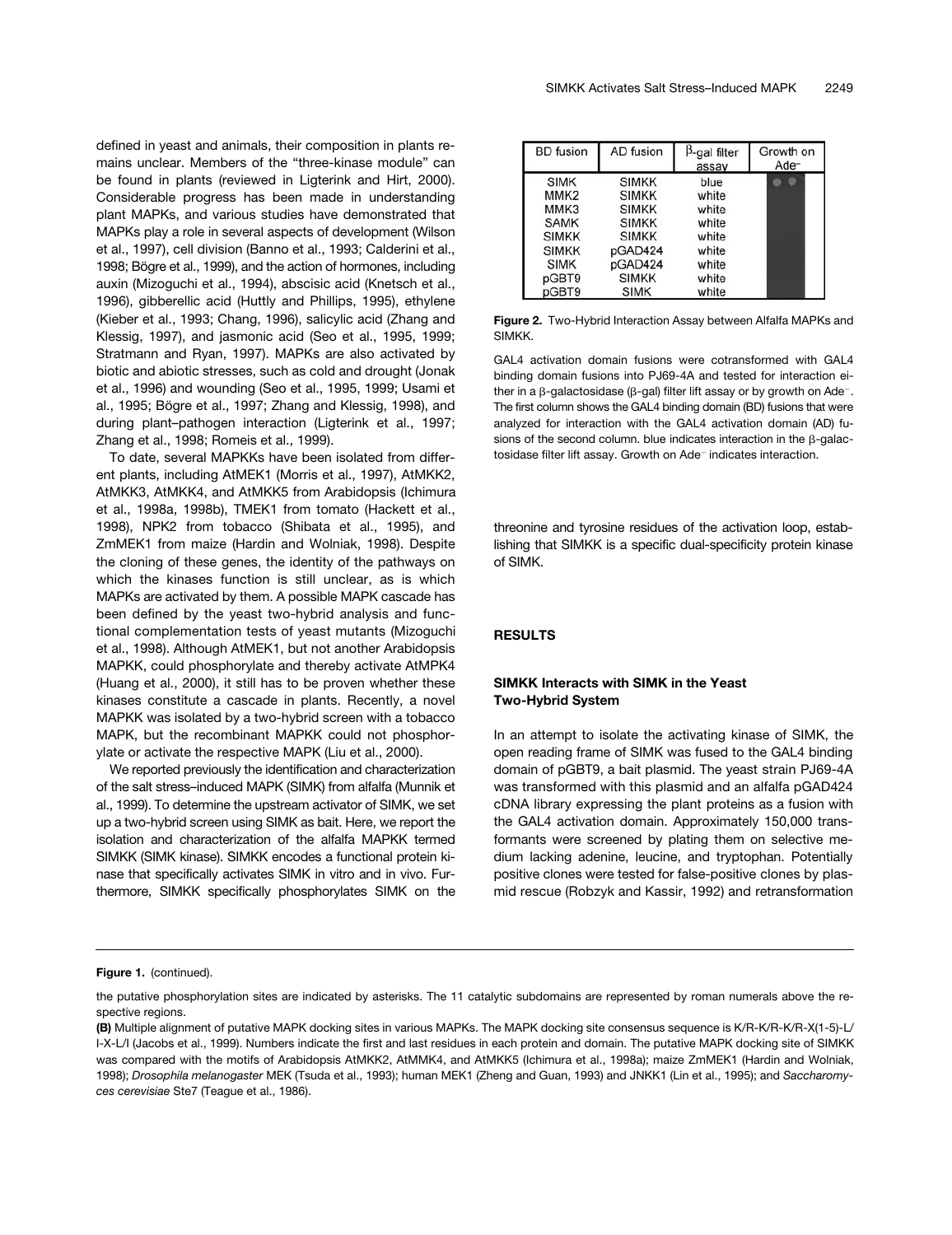defined in yeast and animals, their composition in plants remains unclear. Members of the "three-kinase module" can be found in plants (reviewed in Ligterink and Hirt, 2000). Considerable progress has been made in understanding plant MAPKs, and various studies have demonstrated that MAPKs play a role in several aspects of development (Wilson et al., 1997), cell division (Banno et al., 1993; Calderini et al., 1998; Bögre et al., 1999), and the action of hormones, including auxin (Mizoguchi et al., 1994), abscisic acid (Knetsch et al., 1996), gibberellic acid (Huttly and Phillips, 1995), ethylene (Kieber et al., 1993; Chang, 1996), salicylic acid (Zhang and Klessig, 1997), and jasmonic acid (Seo et al., 1995, 1999; Stratmann and Ryan, 1997). MAPKs are also activated by biotic and abiotic stresses, such as cold and drought (Jonak et al., 1996) and wounding (Seo et al., 1995, 1999; Usami et al., 1995; Bögre et al., 1997; Zhang and Klessig, 1998), and during plant–pathogen interaction (Ligterink et al., 1997; Zhang et al., 1998; Romeis et al., 1999).

To date, several MAPKKs have been isolated from different plants, including AtMEK1 (Morris et al., 1997), AtMKK2, AtMKK3, AtMKK4, and AtMKK5 from Arabidopsis (Ichimura et al., 1998a, 1998b), TMEK1 from tomato (Hackett et al., 1998), NPK2 from tobacco (Shibata et al., 1995), and ZmMEK1 from maize (Hardin and Wolniak, 1998). Despite the cloning of these genes, the identity of the pathways on which the kinases function is still unclear, as is which MAPKs are activated by them. A possible MAPK cascade has been defined by the yeast two-hybrid analysis and functional complementation tests of yeast mutants (Mizoguchi et al., 1998). Although AtMEK1, but not another Arabidopsis MAPKK, could phosphorylate and thereby activate AtMPK4 (Huang et al., 2000), it still has to be proven whether these kinases constitute a cascade in plants. Recently, a novel MAPKK was isolated by a two-hybrid screen with a tobacco MAPK, but the recombinant MAPKK could not phosphorylate or activate the respective MAPK (Liu et al., 2000).

We reported previously the identification and characterization of the salt stress–induced MAPK (SIMK) from alfalfa (Munnik et al., 1999). To determine the upstream activator of SIMK, we set up a two-hybrid screen using SIMK as bait. Here, we report the isolation and characterization of the alfalfa MAPKK termed SIMKK (SIMK kinase). SIMKK encodes a functional protein kinase that specifically activates SIMK in vitro and in vivo. Furthermore, SIMKK specifically phosphorylates SIMK on the threonine and tyrosine residues of the activation loop, establishing that SIMKK is a specific dual-specificity protein kinase of SIMK.

| BD fusion | AD fusion | β-gal filter assay | Growth on Ade⁻ |
|---|---|---|---|
| SIMK | SIMKK | blue | |
| MMK2 | SIMKK | white | |
| MMK3 | SIMKK | white | |
| SAMK | SIMKK | white | |
| SIMKK | SIMKK | white | |
| SIMKK | pGAD424 | white | |
| SIMK | pGAD424 | white | |
| pGBT9 | SIMKK | white | |
| pGBT9 | SIMK | white | |

**Figure 2.** Two-Hybrid Interaction Assay between Alfalfa MAPKs and SIMKK.

GAL4 activation domain fusions were cotransformed with GAL4 binding domain fusions into PJ69-4A and tested for interaction either in a β-galactosidase (β-gal) filter lift assay or by growth on Ade⁻. The first column shows the GAL4 binding domain (BD) fusions that were analyzed for interaction with the GAL4 activation domain (AD) fusions of the second column. blue indicates interaction in the β-galactosidase filter lift assay. Growth on Ade⁻ indicates interaction.

## RESULTS

### SIMKK Interacts with SIMK in the Yeast Two-Hybrid System

In an attempt to isolate the activating kinase of SIMK, the open reading frame of SIMK was fused to the GAL4 binding domain of pGBT9, a bait plasmid. The yeast strain PJ69-4A was transformed with this plasmid and an alfalfa pGAD424 cDNA library expressing the plant proteins as a fusion with the GAL4 activation domain. Approximately 150,000 transformants were screened by plating them on selective medium lacking adenine, leucine, and tryptophan. Potentially positive clones were tested for false-positive clones by plasmid rescue (Robzyk and Kassir, 1992) and retransformation

**Figure 1.** (continued).

the putative phosphorylation sites are indicated by asterisks. The 11 catalytic subdomains are represented by roman numerals above the respective regions.

**(B)** Multiple alignment of putative MAPK docking sites in various MAPKs. The MAPK docking site consensus sequence is K/R-K/R-K/R-X(1-5)-L/I-X-L/I (Jacobs et al., 1999). Numbers indicate the first and last residues in each protein and domain. The putative MAPK docking site of SIMKK was compared with the motifs of Arabidopsis AtMKK2, AtMMK4, and AtMKK5 (Ichimura et al., 1998a); maize ZmMEK1 (Hardin and Wolniak, 1998); *Drosophila melanogaster* MEK (Tsuda et al., 1993); human MEK1 (Zheng and Guan, 1993) and JNKK1 (Lin et al., 1995); and *Saccharomyces cerevisiae* Ste7 (Teague et al., 1986).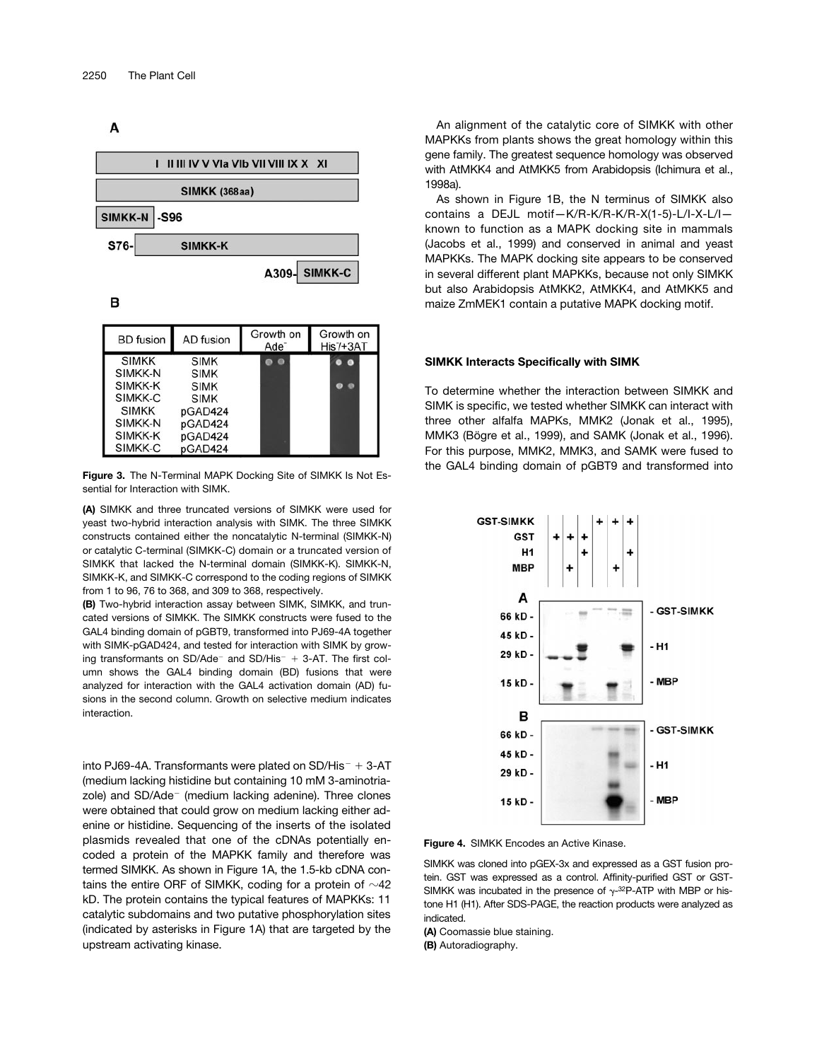A

| I II III IV V VIa VIb VII VIII IX X XI |
|---|

SIMKK (368aa)

SIMKK-N -S96

S76- SIMKK-K

A309- SIMKK-C

B

| BD fusion | AD fusion | Growth on Ade⁻ | Growth on His⁻/+3AT |
|---|---|---|---|
| SIMKK | SIMK | | |
| SIMKK-N | SIMK | | |
| SIMKK-K | SIMK | | |
| SIMKK-C | SIMK | | |
| SIMKK | pGAD424 | | |
| SIMKK-N | pGAD424 | | |
| SIMKK-K | pGAD424 | | |
| SIMKK-C | pGAD424 | | |

**Figure 3.** The N-Terminal MAPK Docking Site of SIMKK Is Not Essential for Interaction with SIMK.

**(A)** SIMKK and three truncated versions of SIMKK were used for yeast two-hybrid interaction analysis with SIMK. The three SIMKK constructs contained either the noncatalytic N-terminal (SIMKK-N) or catalytic C-terminal (SIMKK-C) domain or a truncated version of SIMKK that lacked the N-terminal domain (SIMKK-K). SIMKK-N, SIMKK-K, and SIMKK-C correspond to the coding regions of SIMKK from 1 to 96, 76 to 368, and 309 to 368, respectively.

**(B)** Two-hybrid interaction assay between SIMK, SIMKK, and truncated versions of SIMKK. The SIMKK constructs were fused to the GAL4 binding domain of pGBT9, transformed into PJ69-4A together with SIMK-pGAD424, and tested for interaction with SIMK by growing transformants on SD/Ade⁻ and SD/His⁻ + 3-AT. The first column shows the GAL4 binding domain (BD) fusions that were analyzed for interaction with the GAL4 activation domain (AD) fusions in the second column. Growth on selective medium indicates interaction.

into PJ69-4A. Transformants were plated on SD/His⁻ + 3-AT (medium lacking histidine but containing 10 mM 3-aminotriazole) and SD/Ade⁻ (medium lacking adenine). Three clones were obtained that could grow on medium lacking either adenine or histidine. Sequencing of the inserts of the isolated plasmids revealed that one of the cDNAs potentially encoded a protein of the MAPKK family and therefore was termed SIMKK. As shown in Figure 1A, the 1.5-kb cDNA contains the entire ORF of SIMKK, coding for a protein of ~42 kD. The protein contains the typical features of MAPKKs: 11 catalytic subdomains and two putative phosphorylation sites (indicated by asterisks in Figure 1A) that are targeted by the upstream activating kinase.

An alignment of the catalytic core of SIMKK with other MAPKKs from plants shows the great homology within this gene family. The greatest sequence homology was observed with AtMKK4 and AtMKK5 from Arabidopsis (Ichimura et al., 1998a).

As shown in Figure 1B, the N terminus of SIMKK also contains a DEJL motif—K/R-K/R-K/R-X(1-5)-L/I-X-L/I—known to function as a MAPK docking site in mammals (Jacobs et al., 1999) and conserved in animal and yeast MAPKKs. The MAPK docking site appears to be conserved in several different plant MAPKKs, because not only SIMKK but also Arabidopsis AtMKK2, AtMKK4, and AtMKK5 and maize ZmMEK1 contain a putative MAPK docking motif.

### SIMKK Interacts Specifically with SIMK

To determine whether the interaction between SIMKK and SIMK is specific, we tested whether SIMKK can interact with three other alfalfa MAPKs, MMK2 (Jonak et al., 1995), MMK3 (Bögre et al., 1999), and SAMK (Jonak et al., 1996). For this purpose, MMK2, MMK3, and SAMK were fused to the GAL4 binding domain of pGBT9 and transformed into

| | | | | | | |
|---|---|---|---|---|---|---|
| GST-SIMKK | | | | + | + | + |
| GST | + | + | + | | | |
| H1 | | | + | | | + |
| MBP | | + | | | + | |

**Figure 4.** SIMKK Encodes an Active Kinase.

SIMKK was cloned into pGEX-3x and expressed as a GST fusion protein. GST was expressed as a control. Affinity-purified GST or GST-SIMKK was incubated in the presence of γ-$^{32}$P-ATP with MBP or histone H1 (H1). After SDS-PAGE, the reaction products were analyzed as indicated.

**(A)** Coomassie blue staining.

**(B)** Autoradiography.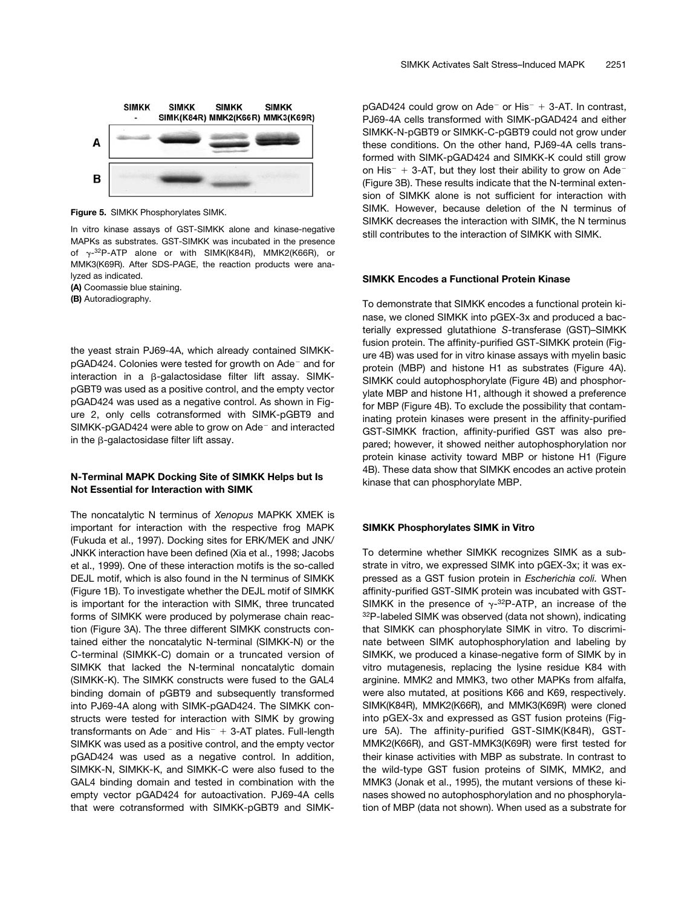Figure 5. SIMKK Phosphorylates SIMK.

In vitro kinase assays of GST-SIMKK alone and kinase-negative MAPKs as substrates. GST-SIMKK was incubated in the presence of $\gamma$-$^{32}$P-ATP alone or with SIMK(K84R), MMK2(K66R), or MMK3(K69R). After SDS-PAGE, the reaction products were analyzed as indicated.

**(A)** Coomassie blue staining.

**(B)** Autoradiography.

the yeast strain PJ69-4A, which already contained SIMKK-pGAD424. Colonies were tested for growth on Ade$^-$ and for interaction in a $\beta$-galactosidase filter lift assay. SIMK-pGBT9 was used as a positive control, and the empty vector pGAD424 was used as a negative control. As shown in Figure 2, only cells cotransformed with SIMK-pGBT9 and SIMKK-pGAD424 were able to grow on Ade$^-$ and interacted in the $\beta$-galactosidase filter lift assay.

### N-Terminal MAPK Docking Site of SIMKK Helps but Is Not Essential for Interaction with SIMK

The noncatalytic N terminus of *Xenopus* MAPKK XMEK is important for interaction with the respective frog MAPK (Fukuda et al., 1997). Docking sites for ERK/MEK and JNK/JNKK interaction have been defined (Xia et al., 1998; Jacobs et al., 1999). One of these interaction motifs is the so-called DEJL motif, which is also found in the N terminus of SIMKK (Figure 1B). To investigate whether the DEJL motif of SIMKK is important for the interaction with SIMK, three truncated forms of SIMKK were produced by polymerase chain reaction (Figure 3A). The three different SIMKK constructs contained either the noncatalytic N-terminal (SIMKK-N) or the C-terminal (SIMKK-C) domain or a truncated version of SIMKK that lacked the N-terminal noncatalytic domain (SIMKK-K). The SIMKK constructs were fused to the GAL4 binding domain of pGBT9 and subsequently transformed into PJ69-4A along with SIMK-pGAD424. The SIMKK constructs were tested for interaction with SIMK by growing transformants on Ade$^-$ and His$^-$ + 3-AT plates. Full-length SIMKK was used as a positive control, and the empty vector pGAD424 was used as a negative control. In addition, SIMKK-N, SIMKK-K, and SIMKK-C were also fused to the GAL4 binding domain and tested in combination with the empty vector pGAD424 for autoactivation. PJ69-4A cells that were cotransformed with SIMKK-pGBT9 and SIMK-pGAD424 could grow on Ade$^-$ or His$^-$ + 3-AT. In contrast, PJ69-4A cells transformed with SIMK-pGAD424 and either SIMKK-N-pGBT9 or SIMKK-C-pGBT9 could not grow under these conditions. On the other hand, PJ69-4A cells transformed with SIMK-pGAD424 and SIMKK-K could still grow on His$^-$ + 3-AT, but they lost their ability to grow on Ade$^-$ (Figure 3B). These results indicate that the N-terminal extension of SIMKK alone is not sufficient for interaction with SIMK. However, because deletion of the N terminus of SIMKK decreases the interaction with SIMK, the N terminus still contributes to the interaction of SIMKK with SIMK.

### SIMKK Encodes a Functional Protein Kinase

To demonstrate that SIMKK encodes a functional protein kinase, we cloned SIMKK into pGEX-3x and produced a bacterially expressed glutathione *S*-transferase (GST)–SIMKK fusion protein. The affinity-purified GST-SIMKK protein (Figure 4B) was used for in vitro kinase assays with myelin basic protein (MBP) and histone H1 as substrates (Figure 4A). SIMKK could autophosphorylate (Figure 4B) and phosphorylate MBP and histone H1, although it showed a preference for MBP (Figure 4B). To exclude the possibility that contaminating protein kinases were present in the affinity-purified GST-SIMKK fraction, affinity-purified GST was also prepared; however, it showed neither autophosphorylation nor protein kinase activity toward MBP or histone H1 (Figure 4B). These data show that SIMKK encodes an active protein kinase that can phosphorylate MBP.

### SIMKK Phosphorylates SIMK in Vitro

To determine whether SIMKK recognizes SIMK as a substrate in vitro, we expressed SIMK into pGEX-3x; it was expressed as a GST fusion protein in *Escherichia coli.* When affinity-purified GST-SIMK protein was incubated with GST-SIMKK in the presence of $\gamma$-$^{32}$P-ATP, an increase of the $^{32}$P-labeled SIMK was observed (data not shown), indicating that SIMKK can phosphorylate SIMK in vitro. To discriminate between SIMK autophosphorylation and labeling by SIMKK, we produced a kinase-negative form of SIMK by in vitro mutagenesis, replacing the lysine residue K84 with arginine. MMK2 and MMK3, two other MAPKs from alfalfa, were also mutated, at positions K66 and K69, respectively. SIMK(K84R), MMK2(K66R), and MMK3(K69R) were cloned into pGEX-3x and expressed as GST fusion proteins (Figure 5A). The affinity-purified GST-SIMK(K84R), GST-MMK2(K66R), and GST-MMK3(K69R) were first tested for their kinase activities with MBP as substrate. In contrast to the wild-type GST fusion proteins of SIMK, MMK2, and MMK3 (Jonak et al., 1995), the mutant versions of these kinases showed no autophosphorylation and no phosphorylation of MBP (data not shown). When used as a substrate for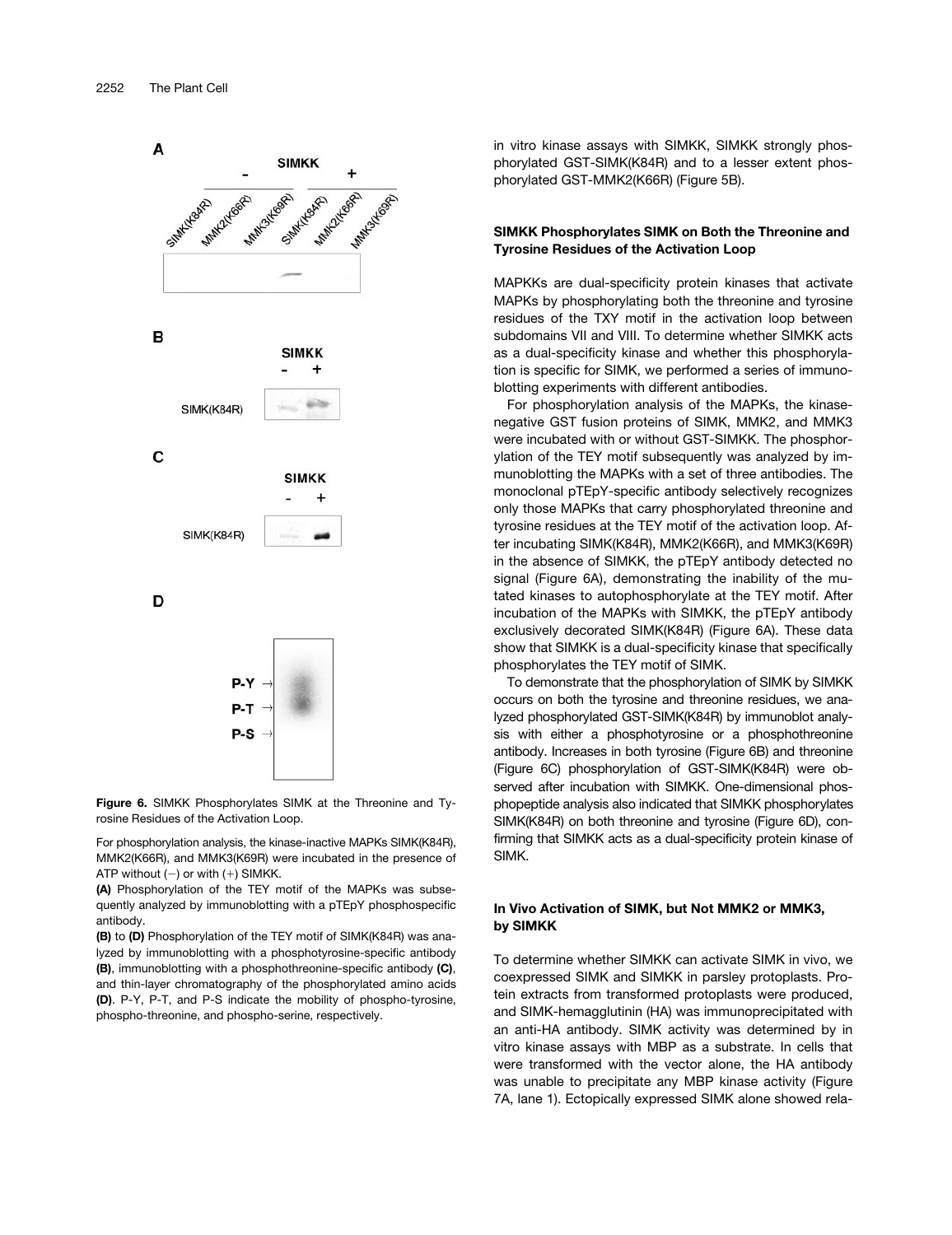**Figure 6.** SIMKK Phosphorylates SIMK at the Threonine and Tyrosine Residues of the Activation Loop.

For phosphorylation analysis, the kinase-inactive MAPKs SIMK(K84R), MMK2(K66R), and MMK3(K69R) were incubated in the presence of ATP without (−) or with (+) SIMKK.

**(A)** Phosphorylation of the TEY motif of the MAPKs was subsequently analyzed by immunoblotting with a pTEpY phosphospecific antibody.

**(B)** to **(D)** Phosphorylation of the TEY motif of SIMK(K84R) was analyzed by immunoblotting with a phosphotyrosine-specific antibody **(B)**, immunoblotting with a phosphothreonine-specific antibody **(C)**, and thin-layer chromatography of the phosphorylated amino acids **(D)**. P-Y, P-T, and P-S indicate the mobility of phospho-tyrosine, phospho-threonine, and phospho-serine, respectively.

in vitro kinase assays with SIMKK, SIMKK strongly phosphorylated GST-SIMK(K84R) and to a lesser extent phosphorylated GST-MMK2(K66R) (Figure 5B).

## SIMKK Phosphorylates SIMK on Both the Threonine and Tyrosine Residues of the Activation Loop

MAPKKs are dual-specificity protein kinases that activate MAPKs by phosphorylating both the threonine and tyrosine residues of the TXY motif in the activation loop between subdomains VII and VIII. To determine whether SIMKK acts as a dual-specificity kinase and whether this phosphorylation is specific for SIMK, we performed a series of immunoblotting experiments with different antibodies.

For phosphorylation analysis of the MAPKs, the kinase-negative GST fusion proteins of SIMK, MMK2, and MMK3 were incubated with or without GST-SIMKK. The phosphorylation of the TEY motif subsequently was analyzed by immunoblotting the MAPKs with a set of three antibodies. The monoclonal pTEpY-specific antibody selectively recognizes only those MAPKs that carry phosphorylated threonine and tyrosine residues at the TEY motif of the activation loop. After incubating SIMK(K84R), MMK2(K66R), and MMK3(K69R) in the absence of SIMKK, the pTEpY antibody detected no signal (Figure 6A), demonstrating the inability of the mutated kinases to autophosphorylate at the TEY motif. After incubation of the MAPKs with SIMKK, the pTEpY antibody exclusively decorated SIMK(K84R) (Figure 6A). These data show that SIMKK is a dual-specificity kinase that specifically phosphorylates the TEY motif of SIMK.

To demonstrate that the phosphorylation of SIMK by SIMKK occurs on both the tyrosine and threonine residues, we analyzed phosphorylated GST-SIMK(K84R) by immunoblot analysis with either a phosphotyrosine or a phosphothreonine antibody. Increases in both tyrosine (Figure 6B) and threonine (Figure 6C) phosphorylation of GST-SIMK(K84R) were observed after incubation with SIMKK. One-dimensional phosphopeptide analysis also indicated that SIMKK phosphorylates SIMK(K84R) on both threonine and tyrosine (Figure 6D), confirming that SIMKK acts as a dual-specificity protein kinase of SIMK.

## In Vivo Activation of SIMK, but Not MMK2 or MMK3, by SIMKK

To determine whether SIMKK can activate SIMK in vivo, we coexpressed SIMK and SIMKK in parsley protoplasts. Protein extracts from transformed protoplasts were produced, and SIMK-hemagglutinin (HA) was immunoprecipitated with an anti-HA antibody. SIMK activity was determined by in vitro kinase assays with MBP as a substrate. In cells that were transformed with the vector alone, the HA antibody was unable to precipitate any MBP kinase activity (Figure 7A, lane 1). Ectopically expressed SIMK alone showed rela-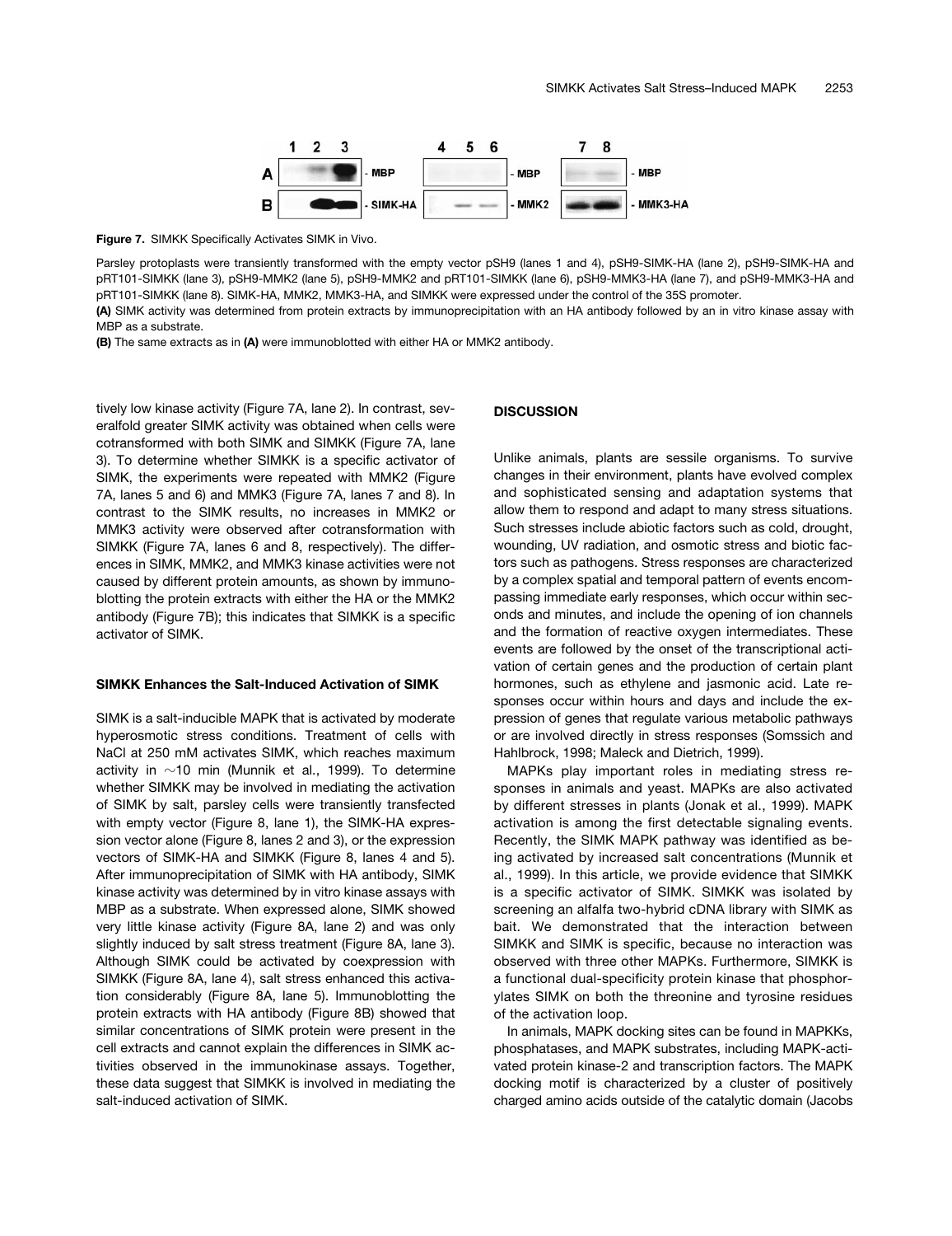**Figure 7.** SIMKK Specifically Activates SIMK in Vivo.

Parsley protoplasts were transiently transformed with the empty vector pSH9 (lanes 1 and 4), pSH9-SIMK-HA (lane 2), pSH9-SIMK-HA and pRT101-SIMKK (lane 3), pSH9-MMK2 (lane 5), pSH9-MMK2 and pRT101-SIMKK (lane 6), pSH9-MMK3-HA (lane 7), and pSH9-MMK3-HA and pRT101-SIMKK (lane 8). SIMK-HA, MMK2, MMK3-HA, and SIMKK were expressed under the control of the 35S promoter.

**(A)** SIMK activity was determined from protein extracts by immunoprecipitation with an HA antibody followed by an in vitro kinase assay with MBP as a substrate.

**(B)** The same extracts as in **(A)** were immunoblotted with either HA or MMK2 antibody.

tively low kinase activity (Figure 7A, lane 2). In contrast, severalfold greater SIMK activity was obtained when cells were cotransformed with both SIMK and SIMKK (Figure 7A, lane 3). To determine whether SIMKK is a specific activator of SIMK, the experiments were repeated with MMK2 (Figure 7A, lanes 5 and 6) and MMK3 (Figure 7A, lanes 7 and 8). In contrast to the SIMK results, no increases in MMK2 or MMK3 activity were observed after cotransformation with SIMKK (Figure 7A, lanes 6 and 8, respectively). The differences in SIMK, MMK2, and MMK3 kinase activities were not caused by different protein amounts, as shown by immunoblotting the protein extracts with either the HA or the MMK2 antibody (Figure 7B); this indicates that SIMKK is a specific activator of SIMK.

### SIMKK Enhances the Salt-Induced Activation of SIMK

SIMK is a salt-inducible MAPK that is activated by moderate hyperosmotic stress conditions. Treatment of cells with NaCl at 250 mM activates SIMK, which reaches maximum activity in $\sim$10 min (Munnik et al., 1999). To determine whether SIMKK may be involved in mediating the activation of SIMK by salt, parsley cells were transiently transfected with empty vector (Figure 8, lane 1), the SIMK-HA expression vector alone (Figure 8, lanes 2 and 3), or the expression vectors of SIMK-HA and SIMKK (Figure 8, lanes 4 and 5). After immunoprecipitation of SIMK with HA antibody, SIMK kinase activity was determined by in vitro kinase assays with MBP as a substrate. When expressed alone, SIMK showed very little kinase activity (Figure 8A, lane 2) and was only slightly induced by salt stress treatment (Figure 8A, lane 3). Although SIMK could be activated by coexpression with SIMKK (Figure 8A, lane 4), salt stress enhanced this activation considerably (Figure 8A, lane 5). Immunoblotting the protein extracts with HA antibody (Figure 8B) showed that similar concentrations of SIMK protein were present in the cell extracts and cannot explain the differences in SIMK activities observed in the immunokinase assays. Together, these data suggest that SIMKK is involved in mediating the salt-induced activation of SIMK.

## DISCUSSION

Unlike animals, plants are sessile organisms. To survive changes in their environment, plants have evolved complex and sophisticated sensing and adaptation systems that allow them to respond and adapt to many stress situations. Such stresses include abiotic factors such as cold, drought, wounding, UV radiation, and osmotic stress and biotic factors such as pathogens. Stress responses are characterized by a complex spatial and temporal pattern of events encompassing immediate early responses, which occur within seconds and minutes, and include the opening of ion channels and the formation of reactive oxygen intermediates. These events are followed by the onset of the transcriptional activation of certain genes and the production of certain plant hormones, such as ethylene and jasmonic acid. Late responses occur within hours and days and include the expression of genes that regulate various metabolic pathways or are involved directly in stress responses (Somssich and Hahlbrock, 1998; Maleck and Dietrich, 1999).

MAPKs play important roles in mediating stress responses in animals and yeast. MAPKs are also activated by different stresses in plants (Jonak et al., 1999). MAPK activation is among the first detectable signaling events. Recently, the SIMK MAPK pathway was identified as being activated by increased salt concentrations (Munnik et al., 1999). In this article, we provide evidence that SIMKK is a specific activator of SIMK. SIMKK was isolated by screening an alfalfa two-hybrid cDNA library with SIMK as bait. We demonstrated that the interaction between SIMKK and SIMK is specific, because no interaction was observed with three other MAPKs. Furthermore, SIMKK is a functional dual-specificity protein kinase that phosphorylates SIMK on both the threonine and tyrosine residues of the activation loop.

In animals, MAPK docking sites can be found in MAPKKs, phosphatases, and MAPK substrates, including MAPK-activated protein kinase-2 and transcription factors. The MAPK docking motif is characterized by a cluster of positively charged amino acids outside of the catalytic domain (Jacobs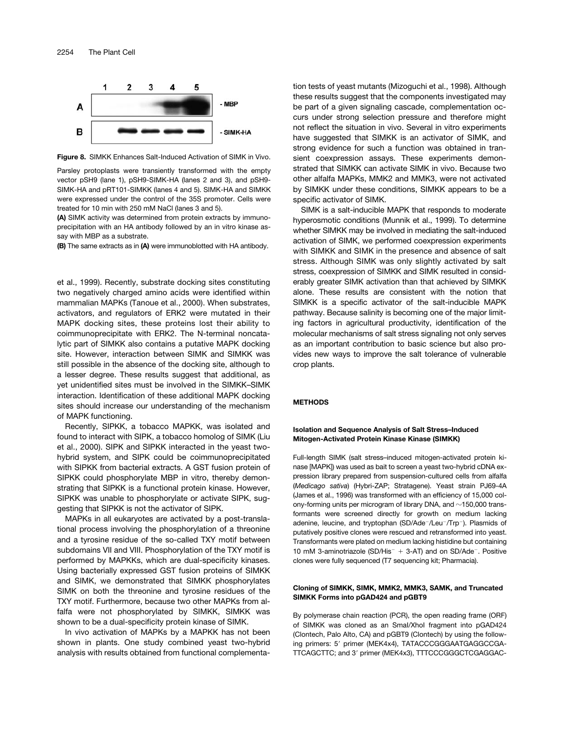1 2 3 4 5

A - MBP

B - SIMK-HA

**Figure 8.** SIMKK Enhances Salt-Induced Activation of SIMK in Vivo.

Parsley protoplasts were transiently transformed with the empty vector pSH9 (lane 1), pSH9-SIMK-HA (lanes 2 and 3), and pSH9-SIMK-HA and pRT101-SIMKK (lanes 4 and 5). SIMK-HA and SIMKK were expressed under the control of the 35S promoter. Cells were treated for 10 min with 250 mM NaCl (lanes 3 and 5).

**(A)** SIMK activity was determined from protein extracts by immunoprecipitation with an HA antibody followed by an in vitro kinase assay with MBP as a substrate.

**(B)** The same extracts as in **(A)** were immunoblotted with HA antibody.

et al., 1999). Recently, substrate docking sites constituting two negatively charged amino acids were identified within mammalian MAPKs (Tanoue et al., 2000). When substrates, activators, and regulators of ERK2 were mutated in their MAPK docking sites, these proteins lost their ability to coimmunoprecipitate with ERK2. The N-terminal noncatalytic part of SIMKK also contains a putative MAPK docking site. However, interaction between SIMK and SIMKK was still possible in the absence of the docking site, although to a lesser degree. These results suggest that additional, as yet unidentified sites must be involved in the SIMKK–SIMK interaction. Identification of these additional MAPK docking sites should increase our understanding of the mechanism of MAPK functioning.

Recently, SIPKK, a tobacco MAPKK, was isolated and found to interact with SIPK, a tobacco homolog of SIMK (Liu et al., 2000). SIPK and SIPKK interacted in the yeast two-hybrid system, and SIPK could be coimmunoprecipitated with SIPKK from bacterial extracts. A GST fusion protein of SIPKK could phosphorylate MBP in vitro, thereby demonstrating that SIPKK is a functional protein kinase. However, SIPKK was unable to phosphorylate or activate SIPK, suggesting that SIPKK is not the activator of SIPK.

MAPKs in all eukaryotes are activated by a post-translational process involving the phosphorylation of a threonine and a tyrosine residue of the so-called TXY motif between subdomains VII and VIII. Phosphorylation of the TXY motif is performed by MAPKKs, which are dual-specificity kinases. Using bacterially expressed GST fusion proteins of SIMKK and SIMK, we demonstrated that SIMKK phosphorylates SIMK on both the threonine and tyrosine residues of the TXY motif. Furthermore, because two other MAPKs from alfalfa were not phosphorylated by SIMKK, SIMKK was shown to be a dual-specificity protein kinase of SIMK.

In vivo activation of MAPKs by a MAPKK has not been shown in plants. One study combined yeast two-hybrid analysis with results obtained from functional complementation tests of yeast mutants (Mizoguchi et al., 1998). Although these results suggest that the components investigated may be part of a given signaling cascade, complementation occurs under strong selection pressure and therefore might not reflect the situation in vivo. Several in vitro experiments have suggested that SIMKK is an activator of SIMK, and strong evidence for such a function was obtained in transient coexpression assays. These experiments demonstrated that SIMKK can activate SIMK in vivo. Because two other alfalfa MAPKs, MMK2 and MMK3, were not activated by SIMKK under these conditions, SIMKK appears to be a specific activator of SIMK.

SIMK is a salt-inducible MAPK that responds to moderate hyperosmotic conditions (Munnik et al., 1999). To determine whether SIMKK may be involved in mediating the salt-induced activation of SIMK, we performed coexpression experiments with SIMKK and SIMK in the presence and absence of salt stress. Although SIMK was only slightly activated by salt stress, coexpression of SIMKK and SIMK resulted in considerably greater SIMK activation than that achieved by SIMKK alone. These results are consistent with the notion that SIMKK is a specific activator of the salt-inducible MAPK pathway. Because salinity is becoming one of the major limiting factors in agricultural productivity, identification of the molecular mechanisms of salt stress signaling not only serves as an important contribution to basic science but also provides new ways to improve the salt tolerance of vulnerable crop plants.

## METHODS

### Isolation and Sequence Analysis of Salt Stress–Induced Mitogen-Activated Protein Kinase Kinase (SIMKK)

Full-length SIMK (salt stress–induced mitogen-activated protein kinase [MAPK]) was used as bait to screen a yeast two-hybrid cDNA expression library prepared from suspension-cultured cells from alfalfa (*Medicago sativa*) (Hybri-ZAP; Stratagene). Yeast strain PJ69-4A (James et al., 1996) was transformed with an efficiency of 15,000 colony-forming units per microgram of library DNA, and ~150,000 transformants were screened directly for growth on medium lacking adenine, leucine, and tryptophan (SD/Ade$^-$/Leu$^-$/Trp$^-$). Plasmids of putatively positive clones were rescued and retransformed into yeast. Transformants were plated on medium lacking histidine but containing 10 mM 3-aminotriazole (SD/His$^-$ + 3-AT) and on SD/Ade$^-$. Positive clones were fully sequenced (T7 sequencing kit; Pharmacia).

### Cloning of SIMKK, SIMK, MMK2, MMK3, SAMK, and Truncated SIMKK Forms into pGAD424 and pGBT9

By polymerase chain reaction (PCR), the open reading frame (ORF) of SIMKK was cloned as an SmaI/XhoI fragment into pGAD424 (Clontech, Palo Alto, CA) and pGBT9 (Clontech) by using the following primers: 5′ primer (MEK4x4), TATACCCGGGAATGAGGCCGATTCAGCTTC; and 3′ primer (MEK4x3), TTTCCCGGGCTCGAGGAC-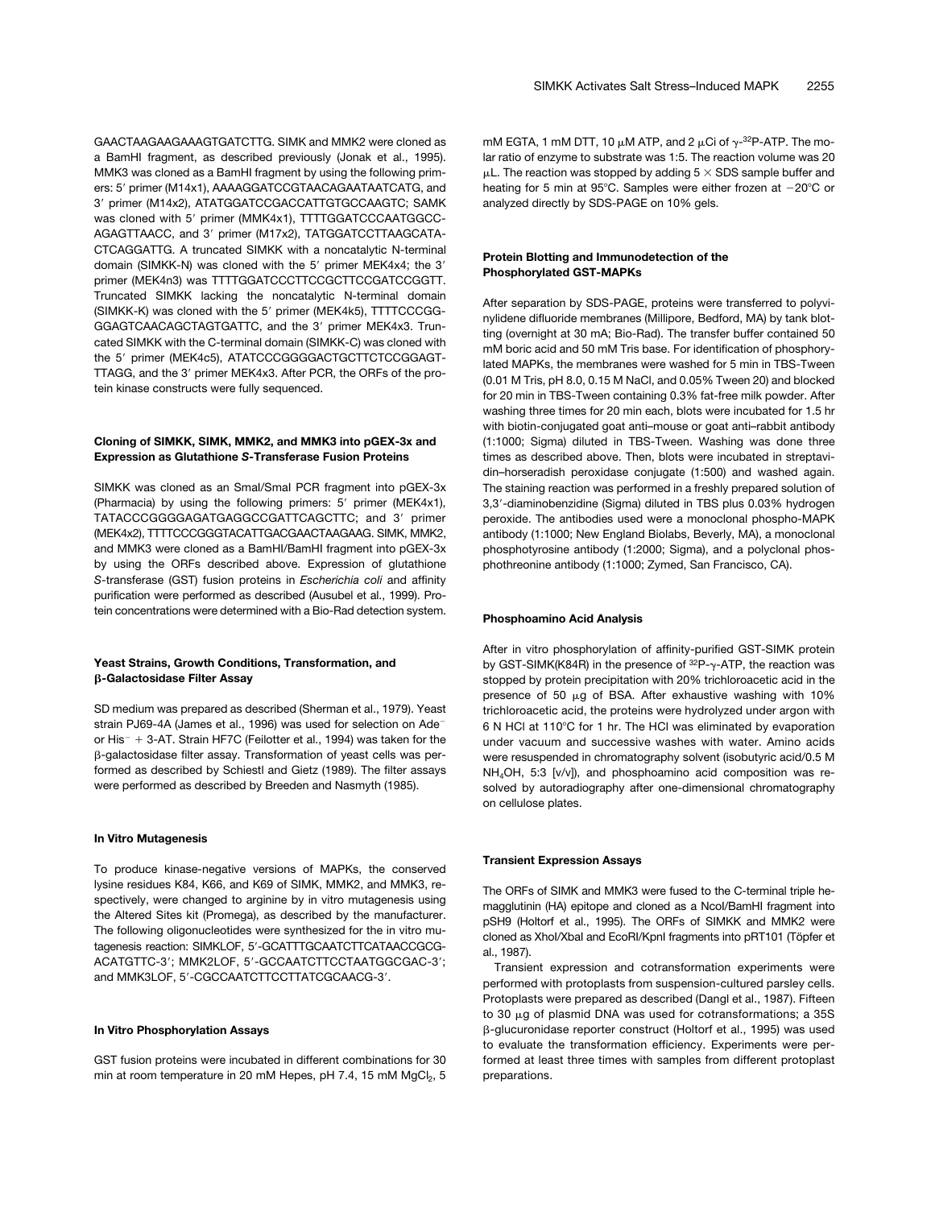GAACTAAGAAGAAAGTGATCTTG. SIMK and MMK2 were cloned as a BamHI fragment, as described previously (Jonak et al., 1995). MMK3 was cloned as a BamHI fragment by using the following primers: 5′ primer (M14x1), AAAAGGATCCGTAACAGAATAATCATG, and 3′ primer (M14x2), ATATGGATCCGACCATTGTGCCAAGTC; SAMK was cloned with 5′ primer (MMK4x1), TTTTGGATCCCAATGGCCAGAGTTAACC, and 3′ primer (M17x2), TATGGATCCTTAAGCATACTCAGGATTG. A truncated SIMKK with a noncatalytic N-terminal domain (SIMKK-N) was cloned with the 5′ primer MEK4x4; the 3′ primer (MEK4n3) was TTTTGGATCCCTTCCGCTTCCGATCCGGTT. Truncated SIMKK lacking the noncatalytic N-terminal domain (SIMKK-K) was cloned with the 5′ primer (MEK4k5), TTTTCCCGGGGAGTCAACAGCTAGTGATTC, and the 3′ primer MEK4x3. Truncated SIMKK with the C-terminal domain (SIMKK-C) was cloned with the 5′ primer (MEK4c5), ATATCCCGGGGACTGCTTCTCCGGAGTTTAGG, and the 3′ primer MEK4x3. After PCR, the ORFs of the protein kinase constructs were fully sequenced.

### Cloning of SIMKK, SIMK, MMK2, and MMK3 into pGEX-3x and Expression as Glutathione *S*-Transferase Fusion Proteins

SIMKK was cloned as an SmaI/SmaI PCR fragment into pGEX-3x (Pharmacia) by using the following primers: 5′ primer (MEK4x1), TATACCCGGGGAGATGAGGCCGATTCAGCTTC; and 3′ primer (MEK4x2), TTTTCCCGGGTACATTGACGAACTAAGAAG. SIMK, MMK2, and MMK3 were cloned as a BamHI/BamHI fragment into pGEX-3x by using the ORFs described above. Expression of glutathione *S*-transferase (GST) fusion proteins in *Escherichia coli* and affinity purification were performed as described (Ausubel et al., 1999). Protein concentrations were determined with a Bio-Rad detection system.

### Yeast Strains, Growth Conditions, Transformation, and β-Galactosidase Filter Assay

SD medium was prepared as described (Sherman et al., 1979). Yeast strain PJ69-4A (James et al., 1996) was used for selection on Ade$^-$ or His$^-$ + 3-AT. Strain HF7C (Feilotter et al., 1994) was taken for the β-galactosidase filter assay. Transformation of yeast cells was performed as described by Schiestl and Gietz (1989). The filter assays were performed as described by Breeden and Nasmyth (1985).

### In Vitro Mutagenesis

To produce kinase-negative versions of MAPKs, the conserved lysine residues K84, K66, and K69 of SIMK, MMK2, and MMK3, respectively, were changed to arginine by in vitro mutagenesis using the Altered Sites kit (Promega), as described by the manufacturer. The following oligonucleotides were synthesized for the in vitro mutagenesis reaction: SIMKLOF, 5′-GCATTTGCAATCTTCATAACCGCGACATGTTC-3′; MMK2LOF, 5′-GCCAATCTTCCTAATGGCGAC-3′; and MMK3LOF, 5′-CGCCAATCTTCCTTATCGCAACG-3′.

### In Vitro Phosphorylation Assays

GST fusion proteins were incubated in different combinations for 30 min at room temperature in 20 mM Hepes, pH 7.4, 15 mM $MgCl_2$, 5 mM EGTA, 1 mM DTT, 10 μM ATP, and 2 μCi of γ-$^{32}$P-ATP. The molar ratio of enzyme to substrate was 1:5. The reaction volume was 20 μL. The reaction was stopped by adding 5 × SDS sample buffer and heating for 5 min at 95°C. Samples were either frozen at −20°C or analyzed directly by SDS-PAGE on 10% gels.

### Protein Blotting and Immunodetection of the Phosphorylated GST-MAPKs

After separation by SDS-PAGE, proteins were transferred to polyvinylidene difluoride membranes (Millipore, Bedford, MA) by tank blotting (overnight at 30 mA; Bio-Rad). The transfer buffer contained 50 mM boric acid and 50 mM Tris base. For identification of phosphorylated MAPKs, the membranes were washed for 5 min in TBS-Tween (0.01 M Tris, pH 8.0, 0.15 M NaCl, and 0.05% Tween 20) and blocked for 20 min in TBS-Tween containing 0.3% fat-free milk powder. After washing three times for 20 min each, blots were incubated for 1.5 hr with biotin-conjugated goat anti–mouse or goat anti–rabbit antibody (1:1000; Sigma) diluted in TBS-Tween. Washing was done three times as described above. Then, blots were incubated in streptavidin–horseradish peroxidase conjugate (1:500) and washed again. The staining reaction was performed in a freshly prepared solution of 3,3′-diaminobenzidine (Sigma) diluted in TBS plus 0.03% hydrogen peroxide. The antibodies used were a monoclonal phospho-MAPK antibody (1:1000; New England Biolabs, Beverly, MA), a monoclonal phosphotyrosine antibody (1:2000; Sigma), and a polyclonal phosphothreonine antibody (1:1000; Zymed, San Francisco, CA).

### Phosphoamino Acid Analysis

After in vitro phosphorylation of affinity-purified GST-SIMK protein by GST-SIMK(K84R) in the presence of $^{32}$P-γ-ATP, the reaction was stopped by protein precipitation with 20% trichloroacetic acid in the presence of 50 μg of BSA. After exhaustive washing with 10% trichloroacetic acid, the proteins were hydrolyzed under argon with 6 N HCl at 110°C for 1 hr. The HCl was eliminated by evaporation under vacuum and successive washes with water. Amino acids were resuspended in chromatography solvent (isobutyric acid/0.5 M $NH_4OH$, 5:3 [v/v]), and phosphoamino acid composition was resolved by autoradiography after one-dimensional chromatography on cellulose plates.

### Transient Expression Assays

The ORFs of SIMK and MMK3 were fused to the C-terminal triple hemagglutinin (HA) epitope and cloned as a NcoI/BamHI fragment into pSH9 (Holtorf et al., 1995). The ORFs of SIMKK and MMK2 were cloned as XhoI/XbaI and EcoRI/KpnI fragments into pRT101 (Töpfer et al., 1987).

Transient expression and cotransformation experiments were performed with protoplasts from suspension-cultured parsley cells. Protoplasts were prepared as described (Dangl et al., 1987). Fifteen to 30 μg of plasmid DNA was used for cotransformations; a 35S β-glucuronidase reporter construct (Holtorf et al., 1995) was used to evaluate the transformation efficiency. Experiments were performed at least three times with samples from different protoplast preparations.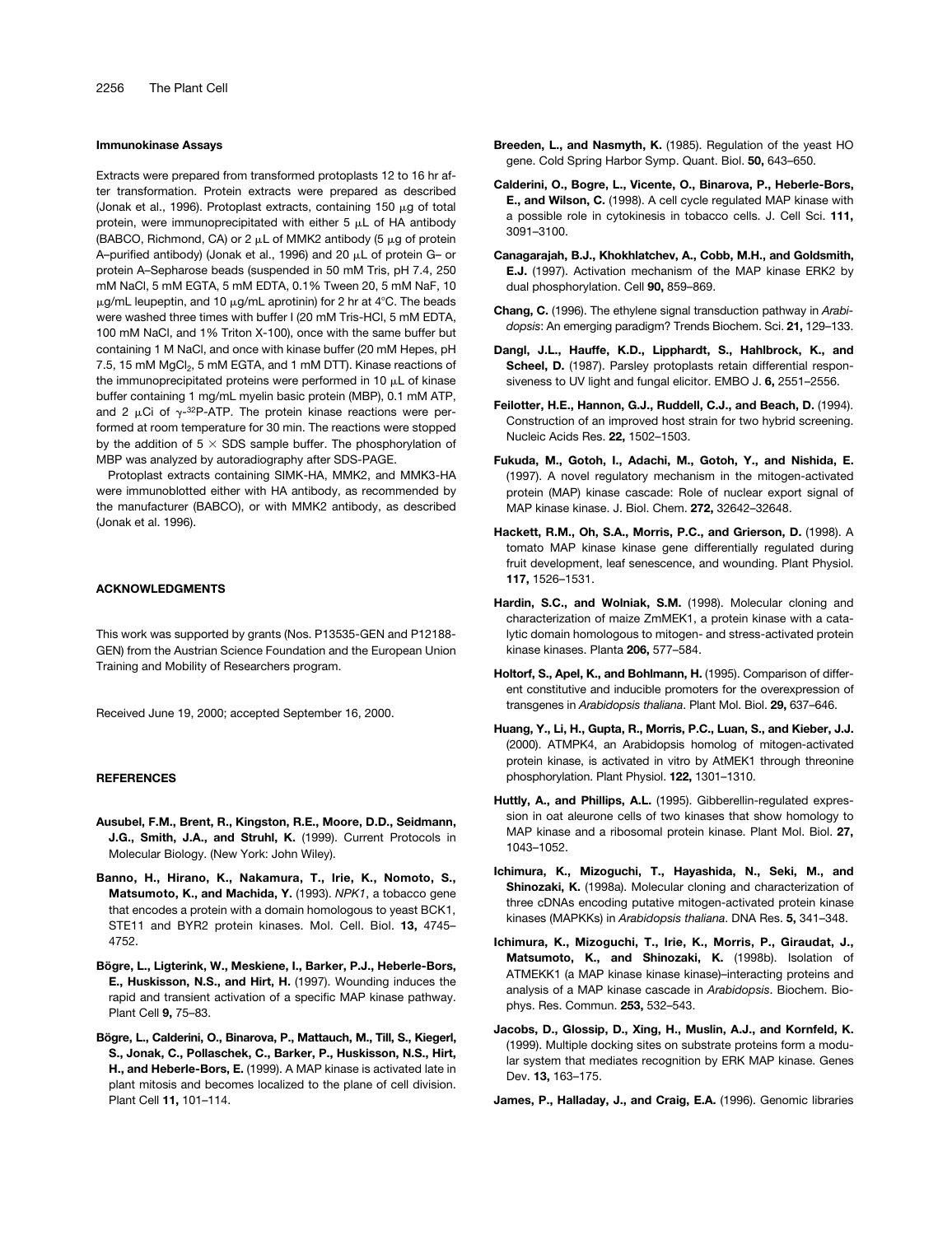#### Immunokinase Assays

Extracts were prepared from transformed protoplasts 12 to 16 hr after transformation. Protein extracts were prepared as described (Jonak et al., 1996). Protoplast extracts, containing 150 μg of total protein, were immunoprecipitated with either 5 μL of HA antibody (BABCO, Richmond, CA) or 2 μL of MMK2 antibody (5 μg of protein A–purified antibody) (Jonak et al., 1996) and 20 μL of protein G– or protein A–Sepharose beads (suspended in 50 mM Tris, pH 7.4, 250 mM NaCl, 5 mM EGTA, 5 mM EDTA, 0.1% Tween 20, 5 mM NaF, 10 μg/mL leupeptin, and 10 μg/mL aprotinin) for 2 hr at 4°C. The beads were washed three times with buffer I (20 mM Tris-HCl, 5 mM EDTA, 100 mM NaCl, and 1% Triton X-100), once with the same buffer but containing 1 M NaCl, and once with kinase buffer (20 mM Hepes, pH 7.5, 15 mM $MgCl_2$, 5 mM EGTA, and 1 mM DTT). Kinase reactions of the immunoprecipitated proteins were performed in 10 μL of kinase buffer containing 1 mg/mL myelin basic protein (MBP), 0.1 mM ATP, and 2 μCi of γ-$^{32}$P-ATP. The protein kinase reactions were performed at room temperature for 30 min. The reactions were stopped by the addition of 5 × SDS sample buffer. The phosphorylation of MBP was analyzed by autoradiography after SDS-PAGE.

Protoplast extracts containing SIMK-HA, MMK2, and MMK3-HA were immunoblotted either with HA antibody, as recommended by the manufacturer (BABCO), or with MMK2 antibody, as described (Jonak et al. 1996).

## ACKNOWLEDGMENTS

This work was supported by grants (Nos. P13535-GEN and P12188-GEN) from the Austrian Science Foundation and the European Union Training and Mobility of Researchers program.

Received June 19, 2000; accepted September 16, 2000.

## REFERENCES

**Ausubel, F.M., Brent, R., Kingston, R.E., Moore, D.D., Seidmann, J.G., Smith, J.A., and Struhl, K.** (1999). Current Protocols in Molecular Biology. (New York: John Wiley).

**Banno, H., Hirano, K., Nakamura, T., Irie, K., Nomoto, S., Matsumoto, K., and Machida, Y.** (1993). *NPK1*, a tobacco gene that encodes a protein with a domain homologous to yeast BCK1, STE11 and BYR2 protein kinases. Mol. Cell. Biol. **13,** 4745–4752.

**Bögre, L., Ligterink, W., Meskiene, I., Barker, P.J., Heberle-Bors, E., Huskisson, N.S., and Hirt, H.** (1997). Wounding induces the rapid and transient activation of a specific MAP kinase pathway. Plant Cell **9,** 75–83.

**Bögre, L., Calderini, O., Binarova, P., Mattauch, M., Till, S., Kiegerl, S., Jonak, C., Pollaschek, C., Barker, P., Huskisson, N.S., Hirt, H., and Heberle-Bors, E.** (1999). A MAP kinase is activated late in plant mitosis and becomes localized to the plane of cell division. Plant Cell **11,** 101–114.

**Breeden, L., and Nasmyth, K.** (1985). Regulation of the yeast HO gene. Cold Spring Harbor Symp. Quant. Biol. **50,** 643–650.

**Calderini, O., Bogre, L., Vicente, O., Binarova, P., Heberle-Bors, E., and Wilson, C.** (1998). A cell cycle regulated MAP kinase with a possible role in cytokinesis in tobacco cells. J. Cell Sci. **111,** 3091–3100.

**Canagarajah, B.J., Khokhlatchev, A., Cobb, M.H., and Goldsmith, E.J.** (1997). Activation mechanism of the MAP kinase ERK2 by dual phosphorylation. Cell **90,** 859–869.

**Chang, C.** (1996). The ethylene signal transduction pathway in *Arabidopsis*: An emerging paradigm? Trends Biochem. Sci. **21,** 129–133.

**Dangl, J.L., Hauffe, K.D., Lipphardt, S., Hahlbrock, K., and Scheel, D.** (1987). Parsley protoplasts retain differential responsiveness to UV light and fungal elicitor. EMBO J. **6,** 2551–2556.

**Feilotter, H.E., Hannon, G.J., Ruddell, C.J., and Beach, D.** (1994). Construction of an improved host strain for two hybrid screening. Nucleic Acids Res. **22,** 1502–1503.

**Fukuda, M., Gotoh, I., Adachi, M., Gotoh, Y., and Nishida, E.** (1997). A novel regulatory mechanism in the mitogen-activated protein (MAP) kinase cascade: Role of nuclear export signal of MAP kinase kinase. J. Biol. Chem. **272,** 32642–32648.

**Hackett, R.M., Oh, S.A., Morris, P.C., and Grierson, D.** (1998). A tomato MAP kinase kinase gene differentially regulated during fruit development, leaf senescence, and wounding. Plant Physiol. **117,** 1526–1531.

**Hardin, S.C., and Wolniak, S.M.** (1998). Molecular cloning and characterization of maize ZmMEK1, a protein kinase with a catalytic domain homologous to mitogen- and stress-activated protein kinase kinases. Planta **206,** 577–584.

**Holtorf, S., Apel, K., and Bohlmann, H.** (1995). Comparison of different constitutive and inducible promoters for the overexpression of transgenes in *Arabidopsis thaliana*. Plant Mol. Biol. **29,** 637–646.

**Huang, Y., Li, H., Gupta, R., Morris, P.C., Luan, S., and Kieber, J.J.** (2000). ATMPK4, an Arabidopsis homolog of mitogen-activated protein kinase, is activated in vitro by AtMEK1 through threonine phosphorylation. Plant Physiol. **122,** 1301–1310.

**Huttly, A., and Phillips, A.L.** (1995). Gibberellin-regulated expression in oat aleurone cells of two kinases that show homology to MAP kinase and a ribosomal protein kinase. Plant Mol. Biol. **27,** 1043–1052.

**Ichimura, K., Mizoguchi, T., Hayashida, N., Seki, M., and Shinozaki, K.** (1998a). Molecular cloning and characterization of three cDNAs encoding putative mitogen-activated protein kinase kinases (MAPKKs) in *Arabidopsis thaliana*. DNA Res. **5,** 341–348.

**Ichimura, K., Mizoguchi, T., Irie, K., Morris, P., Giraudat, J., Matsumoto, K., and Shinozaki, K.** (1998b). Isolation of ATMEKK1 (a MAP kinase kinase kinase)–interacting proteins and analysis of a MAP kinase cascade in *Arabidopsis*. Biochem. Biophys. Res. Commun. **253,** 532–543.

**Jacobs, D., Glossip, D., Xing, H., Muslin, A.J., and Kornfeld, K.** (1999). Multiple docking sites on substrate proteins form a modular system that mediates recognition by ERK MAP kinase. Genes Dev. **13,** 163–175.

**James, P., Halladay, J., and Craig, E.A.** (1996). Genomic libraries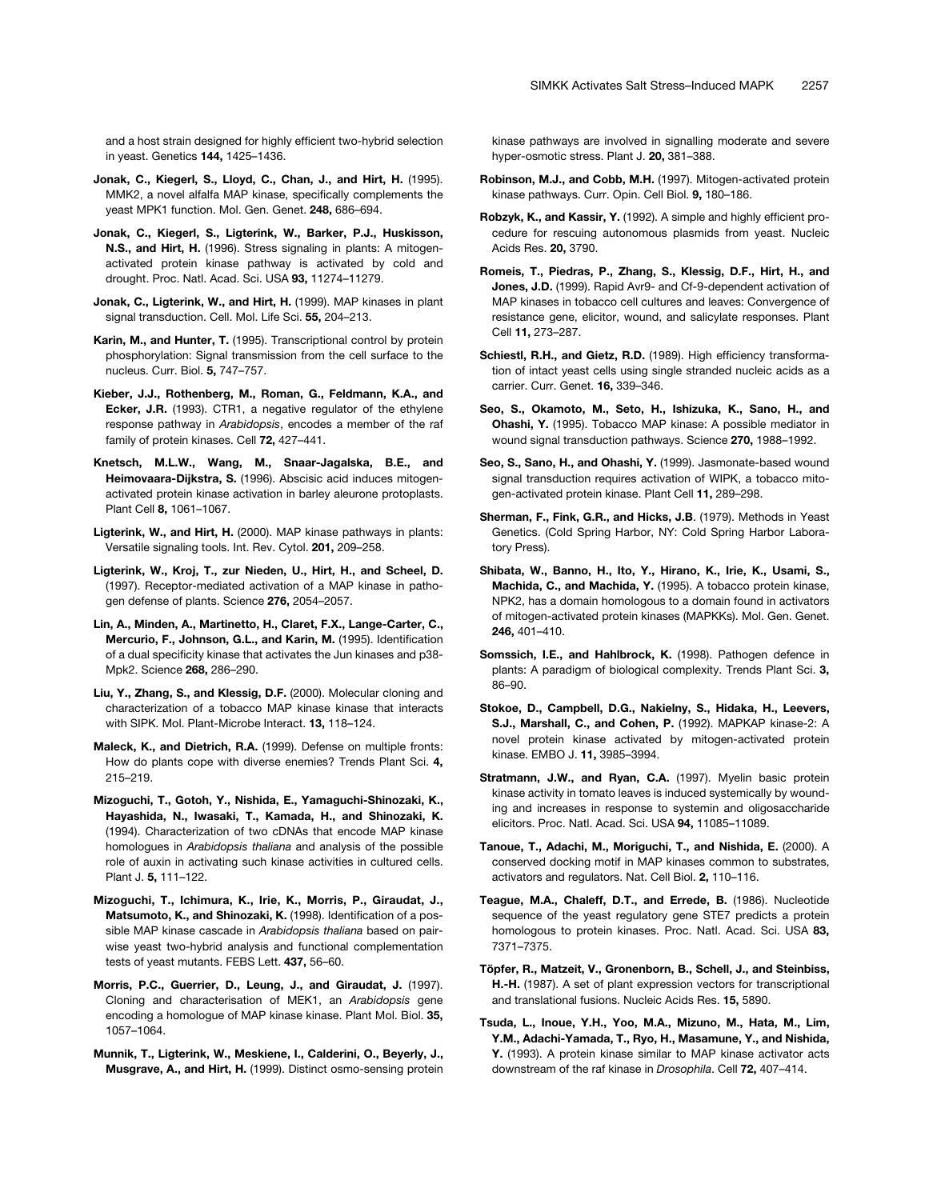and a host strain designed for highly efficient two-hybrid selection in yeast. Genetics **144,** 1425–1436.

**Jonak, C., Kiegerl, S., Lloyd, C., Chan, J., and Hirt, H.** (1995). MMK2, a novel alfalfa MAP kinase, specifically complements the yeast MPK1 function. Mol. Gen. Genet. **248,** 686–694.

**Jonak, C., Kiegerl, S., Ligterink, W., Barker, P.J., Huskisson, N.S., and Hirt, H.** (1996). Stress signaling in plants: A mitogen-activated protein kinase pathway is activated by cold and drought. Proc. Natl. Acad. Sci. USA **93,** 11274–11279.

**Jonak, C., Ligterink, W., and Hirt, H.** (1999). MAP kinases in plant signal transduction. Cell. Mol. Life Sci. **55,** 204–213.

**Karin, M., and Hunter, T.** (1995). Transcriptional control by protein phosphorylation: Signal transmission from the cell surface to the nucleus. Curr. Biol. **5,** 747–757.

**Kieber, J.J., Rothenberg, M., Roman, G., Feldmann, K.A., and Ecker, J.R.** (1993). CTR1, a negative regulator of the ethylene response pathway in *Arabidopsis*, encodes a member of the raf family of protein kinases. Cell **72,** 427–441.

**Knetsch, M.L.W., Wang, M., Snaar-Jagalska, B.E., and Heimovaara-Dijkstra, S.** (1996). Abscisic acid induces mitogen-activated protein kinase activation in barley aleurone protoplasts. Plant Cell **8,** 1061–1067.

**Ligterink, W., and Hirt, H.** (2000). MAP kinase pathways in plants: Versatile signaling tools. Int. Rev. Cytol. **201,** 209–258.

**Ligterink, W., Kroj, T., zur Nieden, U., Hirt, H., and Scheel, D.** (1997). Receptor-mediated activation of a MAP kinase in pathogen defense of plants. Science **276,** 2054–2057.

**Lin, A., Minden, A., Martinetto, H., Claret, F.X., Lange-Carter, C., Mercurio, F., Johnson, G.L., and Karin, M.** (1995). Identification of a dual specificity kinase that activates the Jun kinases and p38-Mpk2. Science **268,** 286–290.

**Liu, Y., Zhang, S., and Klessig, D.F.** (2000). Molecular cloning and characterization of a tobacco MAP kinase kinase that interacts with SIPK. Mol. Plant-Microbe Interact. **13,** 118–124.

**Maleck, K., and Dietrich, R.A.** (1999). Defense on multiple fronts: How do plants cope with diverse enemies? Trends Plant Sci. **4,** 215–219.

**Mizoguchi, T., Gotoh, Y., Nishida, E., Yamaguchi-Shinozaki, K., Hayashida, N., Iwasaki, T., Kamada, H., and Shinozaki, K.** (1994). Characterization of two cDNAs that encode MAP kinase homologues in *Arabidopsis thaliana* and analysis of the possible role of auxin in activating such kinase activities in cultured cells. Plant J. **5,** 111–122.

**Mizoguchi, T., Ichimura, K., Irie, K., Morris, P., Giraudat, J., Matsumoto, K., and Shinozaki, K.** (1998). Identification of a possible MAP kinase cascade in *Arabidopsis thaliana* based on pairwise yeast two-hybrid analysis and functional complementation tests of yeast mutants. FEBS Lett. **437,** 56–60.

**Morris, P.C., Guerrier, D., Leung, J., and Giraudat, J.** (1997). Cloning and characterisation of MEK1, an *Arabidopsis* gene encoding a homologue of MAP kinase kinase. Plant Mol. Biol. **35,** 1057–1064.

**Munnik, T., Ligterink, W., Meskiene, I., Calderini, O., Beyerly, J., Musgrave, A., and Hirt, H.** (1999). Distinct osmo-sensing protein kinase pathways are involved in signalling moderate and severe hyper-osmotic stress. Plant J. **20,** 381–388.

**Robinson, M.J., and Cobb, M.H.** (1997). Mitogen-activated protein kinase pathways. Curr. Opin. Cell Biol. **9,** 180–186.

**Robzyk, K., and Kassir, Y.** (1992). A simple and highly efficient procedure for rescuing autonomous plasmids from yeast. Nucleic Acids Res. **20,** 3790.

**Romeis, T., Piedras, P., Zhang, S., Klessig, D.F., Hirt, H., and Jones, J.D.** (1999). Rapid Avr9- and Cf-9-dependent activation of MAP kinases in tobacco cell cultures and leaves: Convergence of resistance gene, elicitor, wound, and salicylate responses. Plant Cell **11,** 273–287.

**Schiestl, R.H., and Gietz, R.D.** (1989). High efficiency transformation of intact yeast cells using single stranded nucleic acids as a carrier. Curr. Genet. **16,** 339–346.

**Seo, S., Okamoto, M., Seto, H., Ishizuka, K., Sano, H., and Ohashi, Y.** (1995). Tobacco MAP kinase: A possible mediator in wound signal transduction pathways. Science **270,** 1988–1992.

**Seo, S., Sano, H., and Ohashi, Y.** (1999). Jasmonate-based wound signal transduction requires activation of WIPK, a tobacco mitogen-activated protein kinase. Plant Cell **11,** 289–298.

**Sherman, F., Fink, G.R., and Hicks, J.B**. (1979). Methods in Yeast Genetics. (Cold Spring Harbor, NY: Cold Spring Harbor Laboratory Press).

**Shibata, W., Banno, H., Ito, Y., Hirano, K., Irie, K., Usami, S., Machida, C., and Machida, Y.** (1995). A tobacco protein kinase, NPK2, has a domain homologous to a domain found in activators of mitogen-activated protein kinases (MAPKKs). Mol. Gen. Genet. **246,** 401–410.

**Somssich, I.E., and Hahlbrock, K.** (1998). Pathogen defence in plants: A paradigm of biological complexity. Trends Plant Sci. **3,** 86–90.

**Stokoe, D., Campbell, D.G., Nakielny, S., Hidaka, H., Leevers, S.J., Marshall, C., and Cohen, P.** (1992). MAPKAP kinase-2: A novel protein kinase activated by mitogen-activated protein kinase. EMBO J. **11,** 3985–3994.

**Stratmann, J.W., and Ryan, C.A.** (1997). Myelin basic protein kinase activity in tomato leaves is induced systemically by wounding and increases in response to systemin and oligosaccharide elicitors. Proc. Natl. Acad. Sci. USA **94,** 11085–11089.

**Tanoue, T., Adachi, M., Moriguchi, T., and Nishida, E.** (2000). A conserved docking motif in MAP kinases common to substrates, activators and regulators. Nat. Cell Biol. **2,** 110–116.

**Teague, M.A., Chaleff, D.T., and Errede, B.** (1986). Nucleotide sequence of the yeast regulatory gene STE7 predicts a protein homologous to protein kinases. Proc. Natl. Acad. Sci. USA **83,** 7371–7375.

**Töpfer, R., Matzeit, V., Gronenborn, B., Schell, J., and Steinbiss, H.-H.** (1987). A set of plant expression vectors for transcriptional and translational fusions. Nucleic Acids Res. **15,** 5890.

**Tsuda, L., Inoue, Y.H., Yoo, M.A., Mizuno, M., Hata, M., Lim, Y.M., Adachi-Yamada, T., Ryo, H., Masamune, Y., and Nishida, Y.** (1993). A protein kinase similar to MAP kinase activator acts downstream of the raf kinase in *Drosophila*. Cell **72,** 407–414.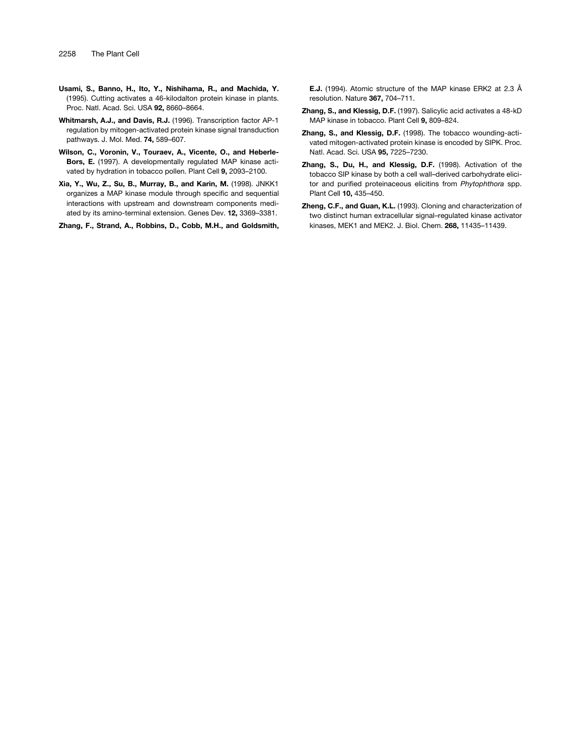**Usami, S., Banno, H., Ito, Y., Nishihama, R., and Machida, Y.** (1995). Cutting activates a 46-kilodalton protein kinase in plants. Proc. Natl. Acad. Sci. USA **92,** 8660–8664.

**Whitmarsh, A.J., and Davis, R.J.** (1996). Transcription factor AP-1 regulation by mitogen-activated protein kinase signal transduction pathways. J. Mol. Med. **74,** 589–607.

**Wilson, C., Voronin, V., Touraev, A., Vicente, O., and Heberle-Bors, E.** (1997). A developmentally regulated MAP kinase activated by hydration in tobacco pollen. Plant Cell **9,** 2093–2100.

**Xia, Y., Wu, Z., Su, B., Murray, B., and Karin, M.** (1998). JNKK1 organizes a MAP kinase module through specific and sequential interactions with upstream and downstream components mediated by its amino-terminal extension. Genes Dev. **12,** 3369–3381.

**Zhang, F., Strand, A., Robbins, D., Cobb, M.H., and Goldsmith, E.J.** (1994). Atomic structure of the MAP kinase ERK2 at 2.3 Å resolution. Nature **367,** 704–711.

**Zhang, S., and Klessig, D.F.** (1997). Salicylic acid activates a 48-kD MAP kinase in tobacco. Plant Cell **9,** 809–824.

**Zhang, S., and Klessig, D.F.** (1998). The tobacco wounding-activated mitogen-activated protein kinase is encoded by SIPK. Proc. Natl. Acad. Sci. USA **95,** 7225–7230.

**Zhang, S., Du, H., and Klessig, D.F.** (1998). Activation of the tobacco SIP kinase by both a cell wall–derived carbohydrate elicitor and purified proteinaceous elicitins from *Phytophthora* spp. Plant Cell **10,** 435–450.

**Zheng, C.F., and Guan, K.L.** (1993). Cloning and characterization of two distinct human extracellular signal–regulated kinase activator kinases, MEK1 and MEK2. J. Biol. Chem. **268,** 11435–11439.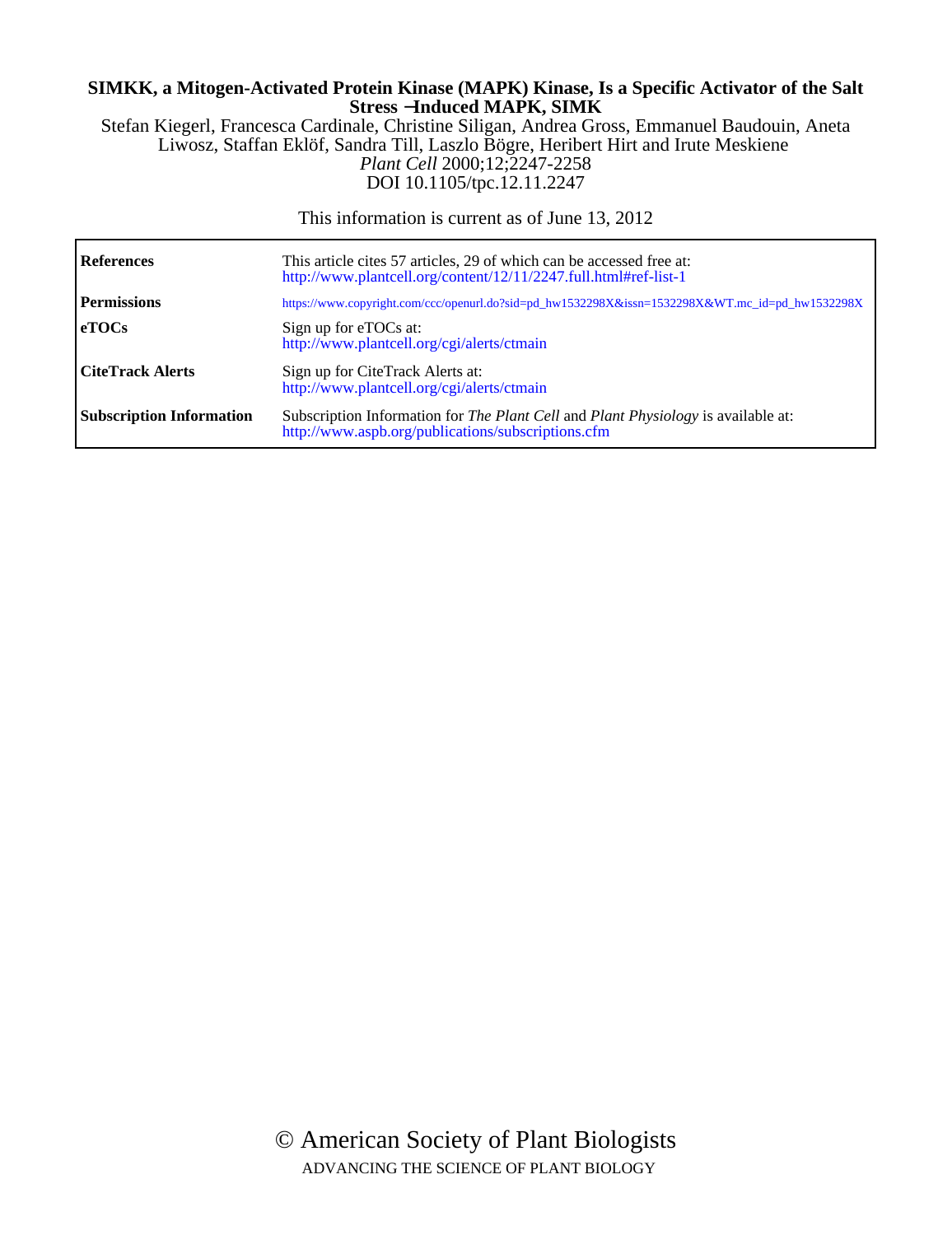**SIMKK, a Mitogen-Activated Protein Kinase (MAPK) Kinase, Is a Specific Activator of the Salt Stress −Induced MAPK, SIMK**

Stefan Kiegerl, Francesca Cardinale, Christine Siligan, Andrea Gross, Emmanuel Baudouin, Aneta Liwosz, Staffan Eklöf, Sandra Till, Laszlo Bögre, Heribert Hirt and Irute Meskiene

*Plant Cell* 2000;12;2247-2258

DOI 10.1105/tpc.12.11.2247

This information is current as of June 13, 2012

| | |
|---|---|
| **References** | This article cites 57 articles, 29 of which can be accessed free at: http://www.plantcell.org/content/12/11/2247.full.html#ref-list-1 |
| **Permissions** | https://www.copyright.com/ccc/openurl.do?sid=pd_hw1532298X&issn=1532298X&WT.mc_id=pd_hw1532298X |
| **eTOCs** | Sign up for eTOCs at: http://www.plantcell.org/cgi/alerts/ctmain |
| **CiteTrack Alerts** | Sign up for CiteTrack Alerts at: http://www.plantcell.org/cgi/alerts/ctmain |
| **Subscription Information** | Subscription Information for *The Plant Cell* and *Plant Physiology* is available at: http://www.aspb.org/publications/subscriptions.cfm |

© American Society of Plant Biologists

ADVANCING THE SCIENCE OF PLANT BIOLOGY